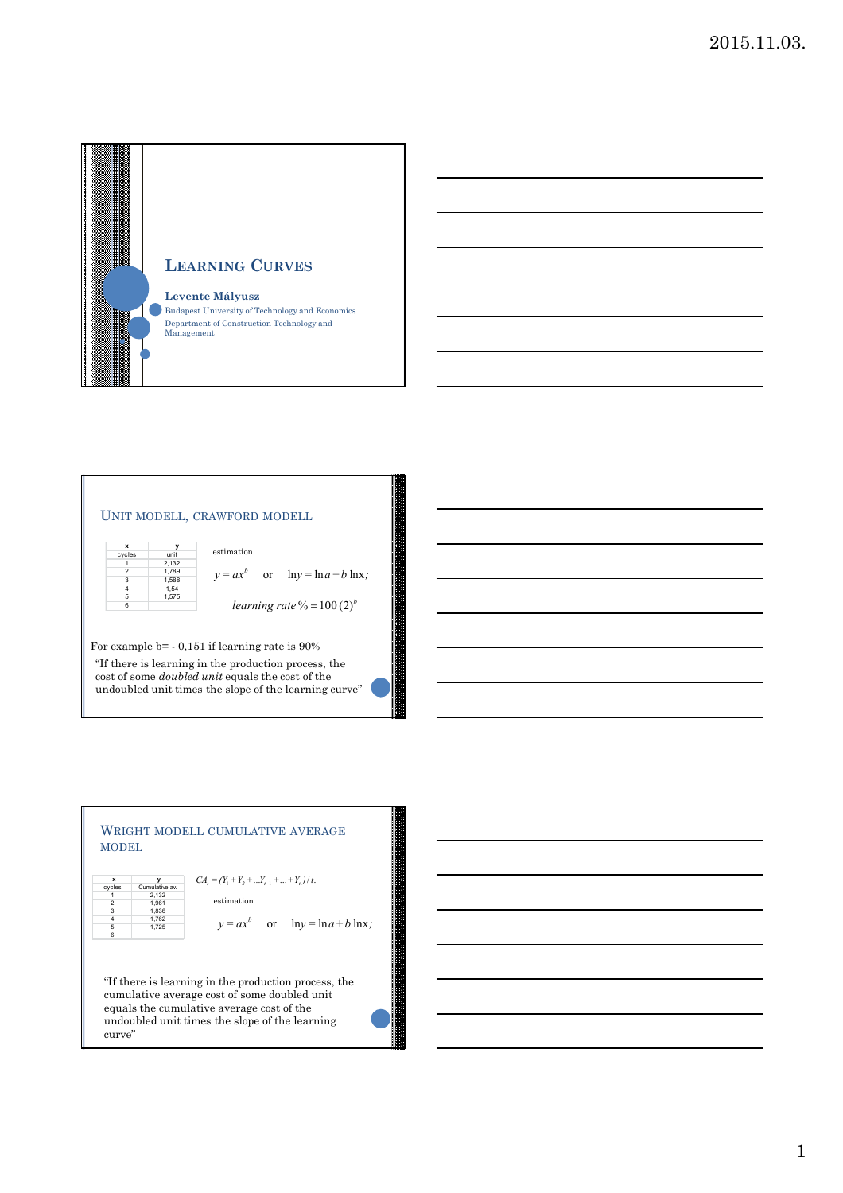# LEARNING CURVES

**Levente Mályusz**

Budapest University of Technology and Economics

Department of Construction Technology and Management

## UNIT MODELL, CRAWFORD MODELL

| x | y |
|---|---|
| cycles | unit |
| 1 | 2,132 |
| 2 | 1,789 |
| 3 | 1,588 |
| 4 | 1,54 |
| 5 | 1,575 |
| 6 | |

estimation

$$y = ax^b \quad \text{or} \quad \ln y = \ln a + b \ln x;$$

$$learning\ rate\,\% = 100\,(2)^b$$

For example b= - 0,151 if learning rate is 90%

"If there is learning in the production process, the cost of some *doubled unit* equals the cost of the undoubled unit times the slope of the learning curve"

## WRIGHT MODELL CUMULATIVE AVERAGE MODEL

| x | y |
|---|---|
| cycles | Cumulative av. |
| 1 | 2,132 |
| 2 | 1,961 |
| 3 | 1,836 |
| 4 | 1,762 |
| 5 | 1,725 |
| 6 | |

$$CA_t = (Y_1 + Y_2 + \ldots Y_{i-1} + \ldots + Y_t)/t.$$

estimation

$$y = ax^b \quad \text{or} \quad \ln y = \ln a + b \ln x;$$

"If there is learning in the production process, the cumulative average cost of some doubled unit equals the cumulative average cost of the undoubled unit times the slope of the learning curve"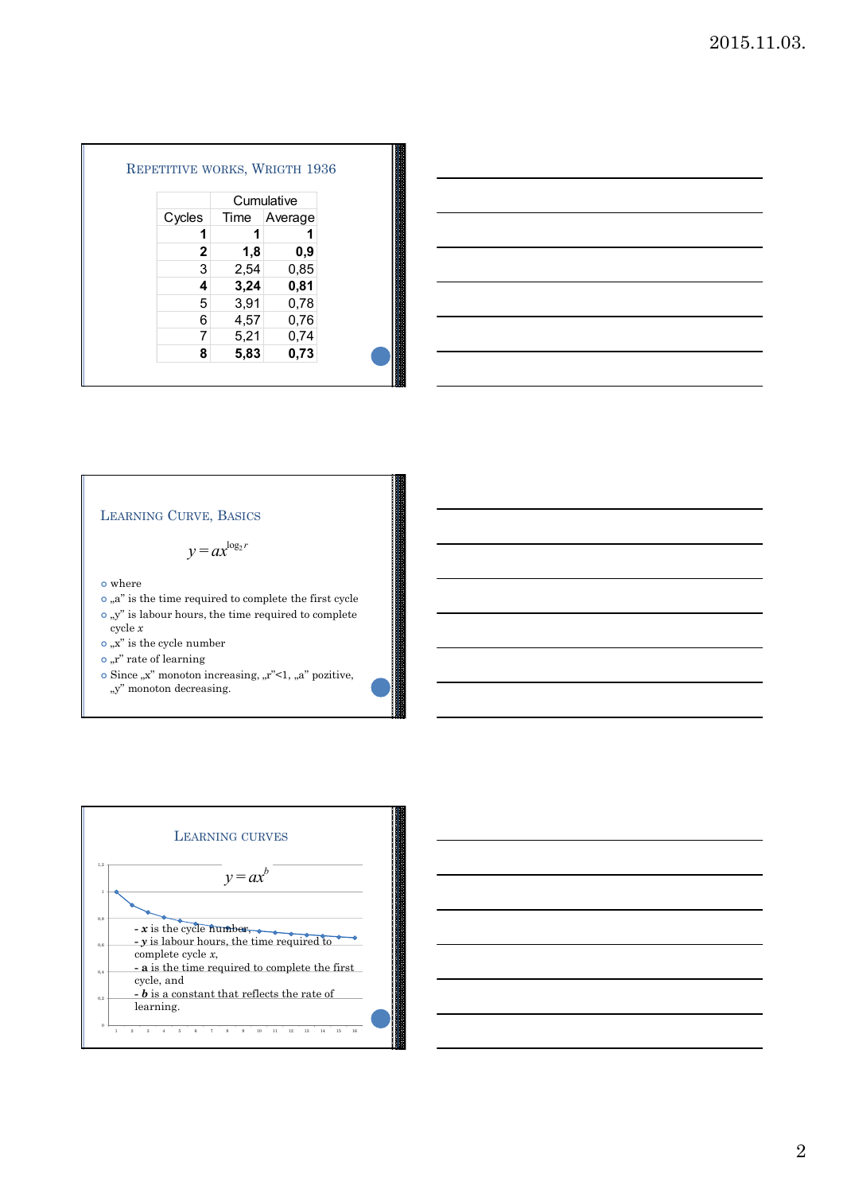## Repetitive works, Wrigth 1936

| Cycles | Cumulative Time | Average |
|---|---|---|
| **1** | **1** | **1** |
| **2** | **1,8** | **0,9** |
| 3 | 2,54 | 0,85 |
| **4** | **3,24** | **0,81** |
| 5 | 3,91 | 0,78 |
| 6 | 4,57 | 0,76 |
| 7 | 5,21 | 0,74 |
| **8** | **5,83** | **0,73** |

## Learning Curve, Basics

$$y = ax^{\log_2 r}$$

- where
- „a" is the time required to complete the first cycle
- „y" is labour hours, the time required to complete cycle $x$
- „x" is the cycle number
- „r" rate of learning
- Since „x" monoton increasing, „r"<1, „a" pozitive, „y" monoton decreasing.

## Learning curves

$$y = ax^b$$

- $x$ is the cycle number,
- $y$ is labour hours, the time required to complete cycle $x$,
- **a** is the time required to complete the first cycle, and
- $b$ is a constant that reflects the rate of learning.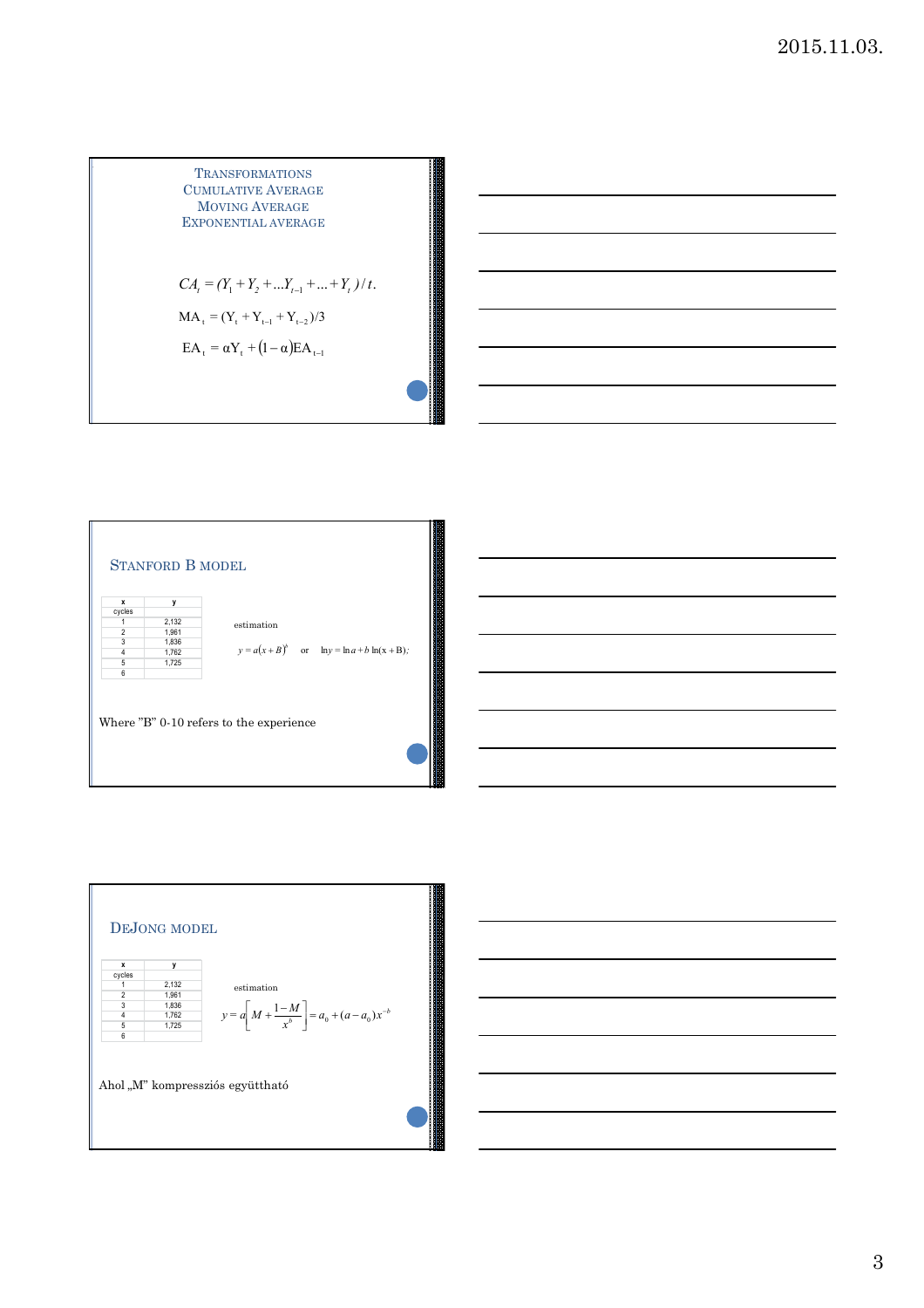## Transformations
## Cumulative Average
## Moving Average
## Exponential Average

$$CA_t = (Y_1 + Y_2 + ... Y_{t-1} + ... + Y_t)/t.$$

$$\mathrm{MA}_t = (\mathrm{Y}_t + \mathrm{Y}_{t-1} + \mathrm{Y}_{t-2})/3$$

$$\mathrm{EA}_t = \alpha \mathrm{Y}_t + (1-\alpha)\mathrm{EA}_{t-1}$$

## Stanford B model

| x | y |
|---|---|
| cycles | |
| 1 | 2,132 |
| 2 | 1,961 |
| 3 | 1,836 |
| 4 | 1,762 |
| 5 | 1,725 |
| 6 | |

estimation

$$y = a(x+B)^b \quad \text{or} \quad \ln y = \ln a + b \ln(\mathrm{x} + \mathrm{B});$$

Where "B" 0-10 refers to the experience

## DeJong model

| x | y |
|---|---|
| cycles | |
| 1 | 2,132 |
| 2 | 1,961 |
| 3 | 1,836 |
| 4 | 1,762 |
| 5 | 1,725 |
| 6 | |

estimation

$$y = a\left[M + \frac{1-M}{x^b}\right] = a_0 + (a - a_0)x^{-b}$$

Ahol „M" kompressziós együttható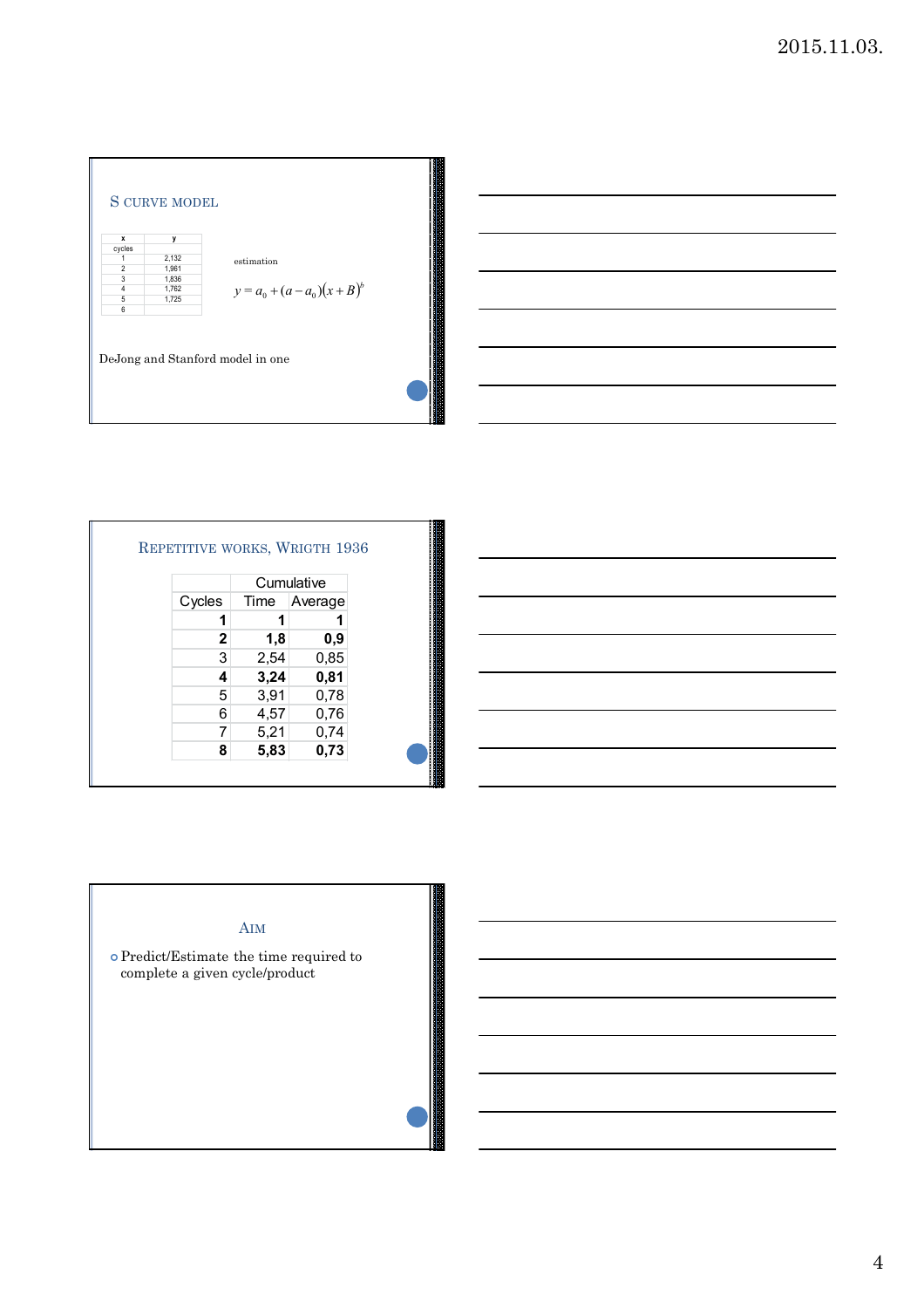## S curve model

| x | y |
|---|---|
| cycles | |
| 1 | 2,132 |
| 2 | 1,961 |
| 3 | 1,836 |
| 4 | 1,762 |
| 5 | 1,725 |
| 6 | |

estimation

$$y = a_0 + (a - a_0)(x + B)^b$$

DeJong and Stanford model in one

## Repetitive works, Wrigth 1936

| | Cumulative | |
|---|---|---|
| Cycles | Time | Average |
| **1** | **1** | **1** |
| **2** | **1,8** | **0,9** |
| 3 | 2,54 | 0,85 |
| **4** | **3,24** | **0,81** |
| 5 | 3,91 | 0,78 |
| 6 | 4,57 | 0,76 |
| 7 | 5,21 | 0,74 |
| **8** | **5,83** | **0,73** |

## Aim

- Predict/Estimate the time required to complete a given cycle/product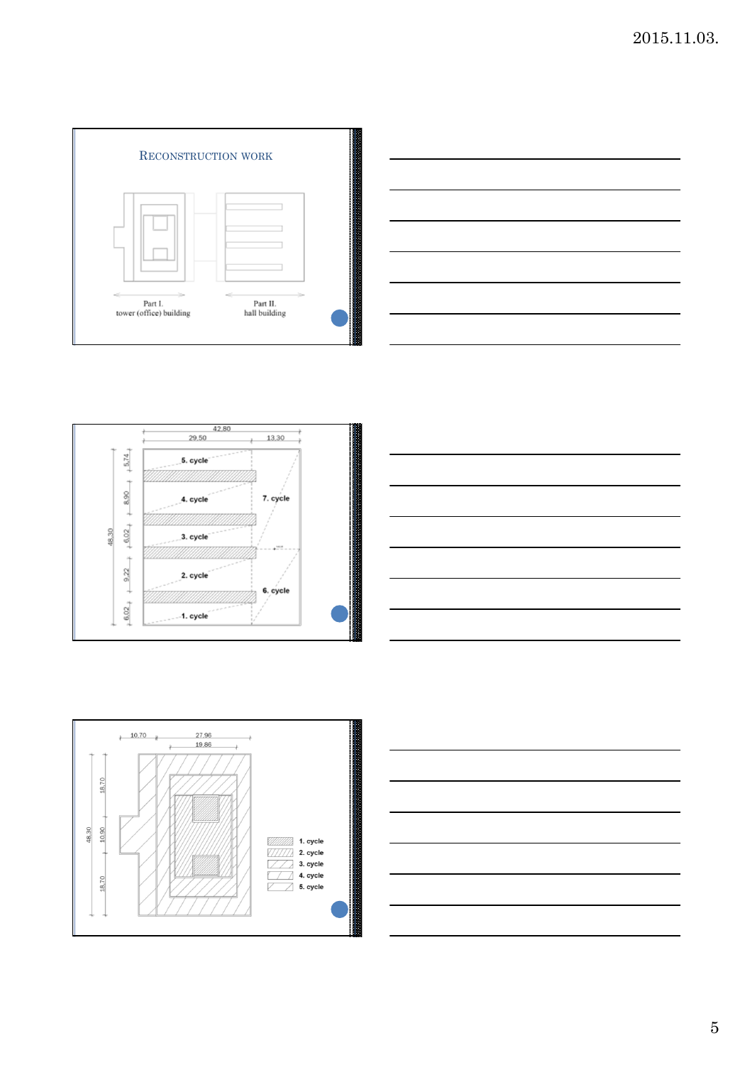## Reconstruction work

Part I.
tower (office) building

Part II.
hall building

42.80

29.50

13.30

48.30

5.74

8.90

6.02

9.22

6.02

5. cycle

4. cycle

3. cycle

2. cycle

1. cycle

7. cycle

6. cycle

10.70

27.96

19.86

48.30

18.70

10.90

18.70

1. cycle

2. cycle

3. cycle

4. cycle

5. cycle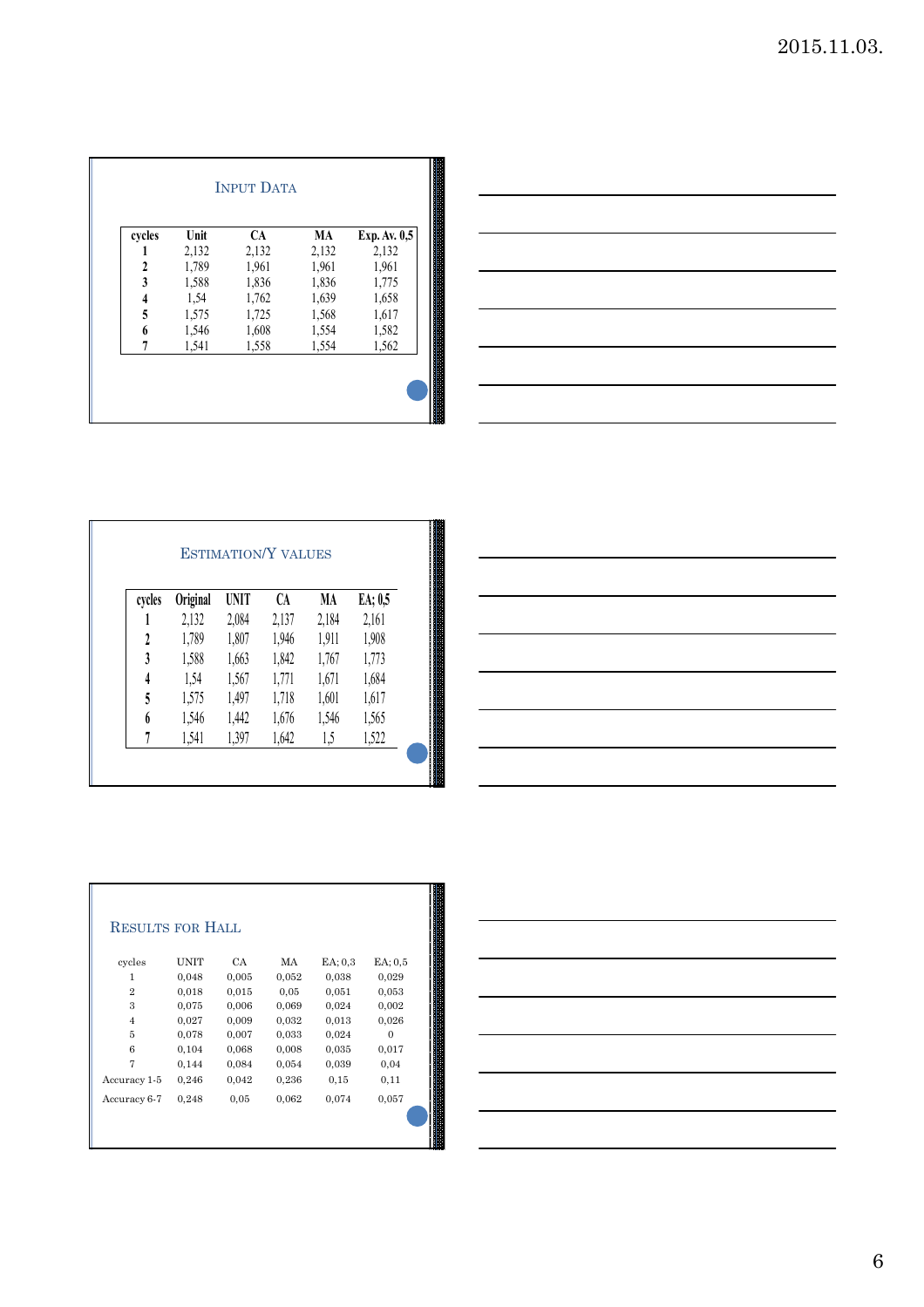## Input Data

| cycles | Unit | CA | MA | Exp. Av. 0,5 |
|---|---|---|---|---|
| 1 | 2,132 | 2,132 | 2,132 | 2,132 |
| 2 | 1,789 | 1,961 | 1,961 | 1,961 |
| 3 | 1,588 | 1,836 | 1,836 | 1,775 |
| 4 | 1,54 | 1,762 | 1,639 | 1,658 |
| 5 | 1,575 | 1,725 | 1,568 | 1,617 |
| 6 | 1,546 | 1,608 | 1,554 | 1,582 |
| 7 | 1,541 | 1,558 | 1,554 | 1,562 |

## Estimation/Y values

| cycles | Original | UNIT | CA | MA | EA; 0,5 |
|---|---|---|---|---|---|
| 1 | 2,132 | 2,084 | 2,137 | 2,184 | 2,161 |
| 2 | 1,789 | 1,807 | 1,946 | 1,911 | 1,908 |
| 3 | 1,588 | 1,663 | 1,842 | 1,767 | 1,773 |
| 4 | 1,54 | 1,567 | 1,771 | 1,671 | 1,684 |
| 5 | 1,575 | 1,497 | 1,718 | 1,601 | 1,617 |
| 6 | 1,546 | 1,442 | 1,676 | 1,546 | 1,565 |
| 7 | 1,541 | 1,397 | 1,642 | 1,5 | 1,522 |

## Results for Hall

| cycles | UNIT | CA | MA | EA; 0,3 | EA; 0,5 |
|---|---|---|---|---|---|
| 1 | 0,048 | 0,005 | 0,052 | 0,038 | 0,029 |
| 2 | 0,018 | 0,015 | 0,05 | 0,051 | 0,053 |
| 3 | 0,075 | 0,006 | 0,069 | 0,024 | 0,002 |
| 4 | 0,027 | 0,009 | 0,032 | 0,013 | 0,026 |
| 5 | 0,078 | 0,007 | 0,033 | 0,024 | 0 |
| 6 | 0,104 | 0,068 | 0,008 | 0,035 | 0,017 |
| 7 | 0,144 | 0,084 | 0,054 | 0,039 | 0,04 |
| Accuracy 1-5 | 0,246 | 0,042 | 0,236 | 0,15 | 0,11 |
| Accuracy 6-7 | 0,248 | 0,05 | 0,062 | 0,074 | 0,057 |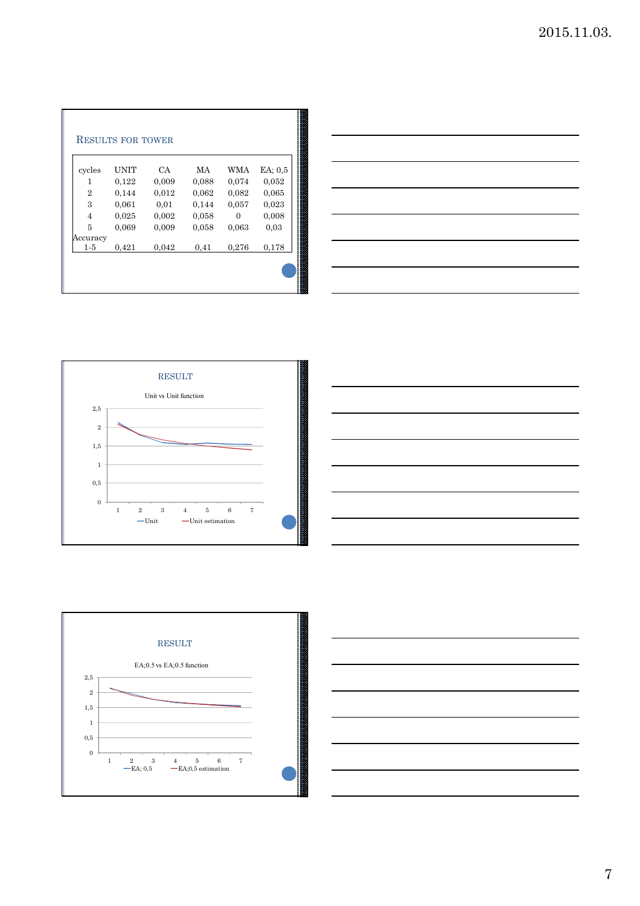## Results for tower

| cycles | UNIT | CA | MA | WMA | EA; 0,5 |
|---|---|---|---|---|---|
| 1 | 0,122 | 0,009 | 0,088 | 0,074 | 0,052 |
| 2 | 0,144 | 0,012 | 0,062 | 0,082 | 0,065 |
| 3 | 0,061 | 0,01 | 0,144 | 0,057 | 0,023 |
| 4 | 0,025 | 0,002 | 0,058 | 0 | 0,008 |
| 5 | 0,069 | 0,009 | 0,058 | 0,063 | 0,03 |
| Accuracy 1-5 | 0,421 | 0,042 | 0,41 | 0,276 | 0,178 |

## RESULT

Unit vs Unit function

— Unit — Unit estimation

## RESULT

EA;0.5 vs EA;0.5 function

— EA; 0,5 — EA;0,5 estimation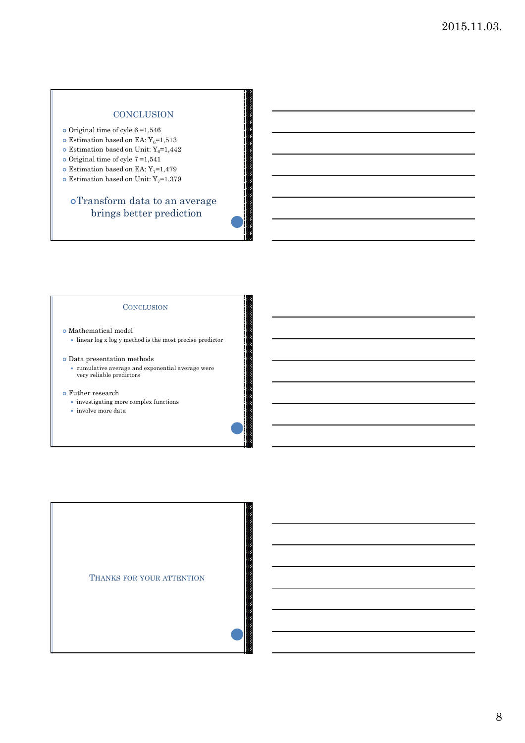## CONCLUSION

- Original time of cyle 6 =1,546
- Estimation based on EA: $Y_6$=1,513
- Estimation based on Unit: $Y_6$=1,442
- Original time of cyle 7 =1,541
- Estimation based on EA: $Y_7$=1,479
- Estimation based on Unit: $Y_7$=1,379

- Transform data to an average brings better prediction

## CONCLUSION

- Mathematical model
  - linear log x log y method is the most precise predictor
- Data presentation methods
  - cumulative average and exponential average were very reliable predictors
- Futher research
  - investigating more complex functions
  - involve more data

## THANKS FOR YOUR ATTENTION